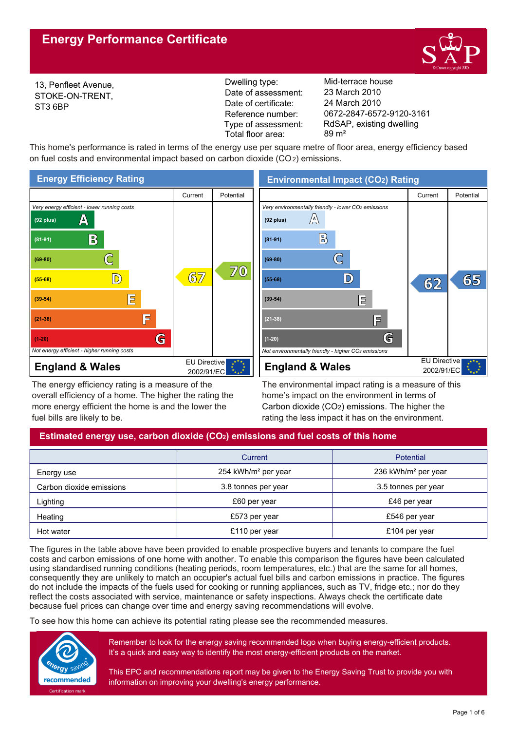# Energy Performance Certificate

13, Penfleet Avenue,
STOKE-ON-TRENT,
ST3 6BP

| | |
|---|---|
| Dwelling type: | Mid-terrace house |
| Date of assessment: | 23 March 2010 |
| Date of certificate: | 24 March 2010 |
| Reference number: | 0672-2847-6572-9120-3161 |
| Type of assessment: | RdSAP, existing dwelling |
| Total floor area: | 89 m² |

This home's performance is rated in terms of the energy use per square metre of floor area, energy efficiency based on fuel costs and environmental impact based on carbon dioxide ($CO_2$) emissions.

## Energy Efficiency Rating

| Rating | Current | Potential |
|---|---|---|
| *Very energy efficient - lower running costs* | | |
| (92 plus) A | | |
| (81-91) B | | |
| (69-80) C | | 70 |
| (55-68) D | 67 | |
| (39-54) E | | |
| (21-38) F | | |
| (1-20) G | | |
| *Not energy efficient - higher running costs* | | |

England & Wales — EU Directive 2002/91/EC

The energy efficiency rating is a measure of the overall efficiency of a home. The higher the rating the more energy efficient the home is and the lower the fuel bills are likely to be.

## Environmental Impact ($CO_2$) Rating

| Rating | Current | Potential |
|---|---|---|
| *Very environmentally friendly - lower $CO_2$ emissions* | | |
| (92 plus) A | | |
| (81-91) B | | |
| (69-80) C | | |
| (55-68) D | 62 | 65 |
| (39-54) E | | |
| (21-38) F | | |
| (1-20) G | | |
| *Not environmentally friendly - higher $CO_2$ emissions* | | |

England & Wales — EU Directive 2002/91/EC

The environmental impact rating is a measure of this home's impact on the environment in terms of Carbon dioxide ($CO_2$) emissions. The higher the rating the less impact it has on the environment.

## Estimated energy use, carbon dioxide ($CO_2$) emissions and fuel costs of this home

| | Current | Potential |
|---|---|---|
| Energy use | 254 kWh/m² per year | 236 kWh/m² per year |
| Carbon dioxide emissions | 3.8 tonnes per year | 3.5 tonnes per year |
| Lighting | £60 per year | £46 per year |
| Heating | £573 per year | £546 per year |
| Hot water | £110 per year | £104 per year |

The figures in the table above have been provided to enable prospective buyers and tenants to compare the fuel costs and carbon emissions of one home with another. To enable this comparison the figures have been calculated using standardised running conditions (heating periods, room temperatures, etc.) that are the same for all homes, consequently they are unlikely to match an occupier's actual fuel bills and carbon emissions in practice. The figures do not include the impacts of the fuels used for cooking or running appliances, such as TV, fridge etc.; nor do they reflect the costs associated with service, maintenance or safety inspections. Always check the certificate date because fuel prices can change over time and energy saving recommendations will evolve.

To see how this home can achieve its potential rating please see the recommended measures.

energy saving recommended — Certification mark

Remember to look for the energy saving recommended logo when buying energy-efficient products. It's a quick and easy way to identify the most energy-efficient products on the market.

This EPC and recommendations report may be given to the Energy Saving Trust to provide you with information on improving your dwelling's energy performance.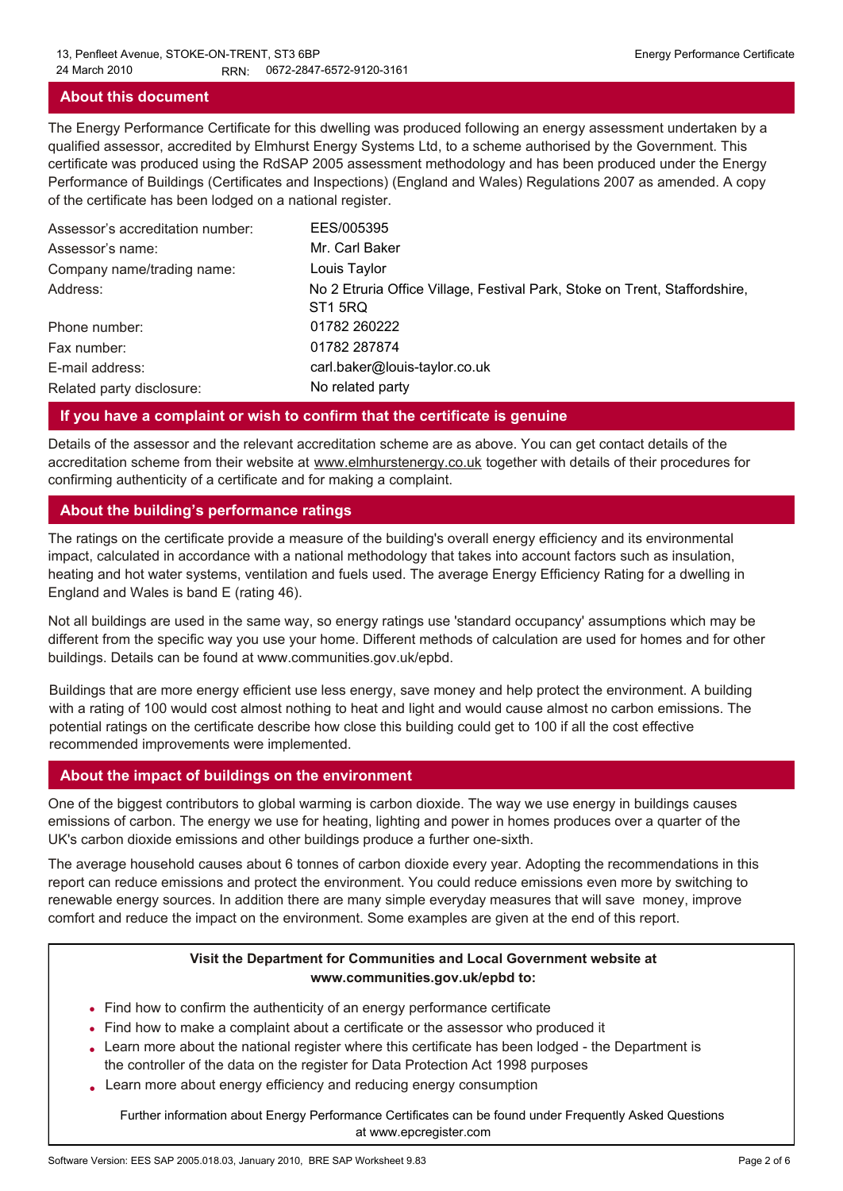## About this document

The Energy Performance Certificate for this dwelling was produced following an energy assessment undertaken by a qualified assessor, accredited by Elmhurst Energy Systems Ltd, to a scheme authorised by the Government. This certificate was produced using the RdSAP 2005 assessment methodology and has been produced under the Energy Performance of Buildings (Certificates and Inspections) (England and Wales) Regulations 2007 as amended. A copy of the certificate has been lodged on a national register.

| | |
|---|---|
| Assessor's accreditation number: | EES/005395 |
| Assessor's name: | Mr. Carl Baker |
| Company name/trading name: | Louis Taylor |
| Address: | No 2 Etruria Office Village, Festival Park, Stoke on Trent, Staffordshire, ST1 5RQ |
| Phone number: | 01782 260222 |
| Fax number: | 01782 287874 |
| E-mail address: | carl.baker@louis-taylor.co.uk |
| Related party disclosure: | No related party |

## If you have a complaint or wish to confirm that the certificate is genuine

Details of the assessor and the relevant accreditation scheme are as above. You can get contact details of the accreditation scheme from their website at www.elmhurstenergy.co.uk together with details of their procedures for confirming authenticity of a certificate and for making a complaint.

## About the building's performance ratings

The ratings on the certificate provide a measure of the building's overall energy efficiency and its environmental impact, calculated in accordance with a national methodology that takes into account factors such as insulation, heating and hot water systems, ventilation and fuels used. The average Energy Efficiency Rating for a dwelling in England and Wales is band E (rating 46).

Not all buildings are used in the same way, so energy ratings use 'standard occupancy' assumptions which may be different from the specific way you use your home. Different methods of calculation are used for homes and for other buildings. Details can be found at www.communities.gov.uk/epbd.

Buildings that are more energy efficient use less energy, save money and help protect the environment. A building with a rating of 100 would cost almost nothing to heat and light and would cause almost no carbon emissions. The potential ratings on the certificate describe how close this building could get to 100 if all the cost effective recommended improvements were implemented.

## About the impact of buildings on the environment

One of the biggest contributors to global warming is carbon dioxide. The way we use energy in buildings causes emissions of carbon. The energy we use for heating, lighting and power in homes produces over a quarter of the UK's carbon dioxide emissions and other buildings produce a further one-sixth.

The average household causes about 6 tonnes of carbon dioxide every year. Adopting the recommendations in this report can reduce emissions and protect the environment. You could reduce emissions even more by switching to renewable energy sources. In addition there are many simple everyday measures that will save money, improve comfort and reduce the impact on the environment. Some examples are given at the end of this report.

**Visit the Department for Communities and Local Government website at www.communities.gov.uk/epbd to:**

- Find how to confirm the authenticity of an energy performance certificate
- Find how to make a complaint about a certificate or the assessor who produced it
- Learn more about the national register where this certificate has been lodged - the Department is the controller of the data on the register for Data Protection Act 1998 purposes
- Learn more about energy efficiency and reducing energy consumption

Further information about Energy Performance Certificates can be found under Frequently Asked Questions at www.epcregister.com

Software Version: EES SAP 2005.018.03, January 2010, BRE SAP Worksheet 9.83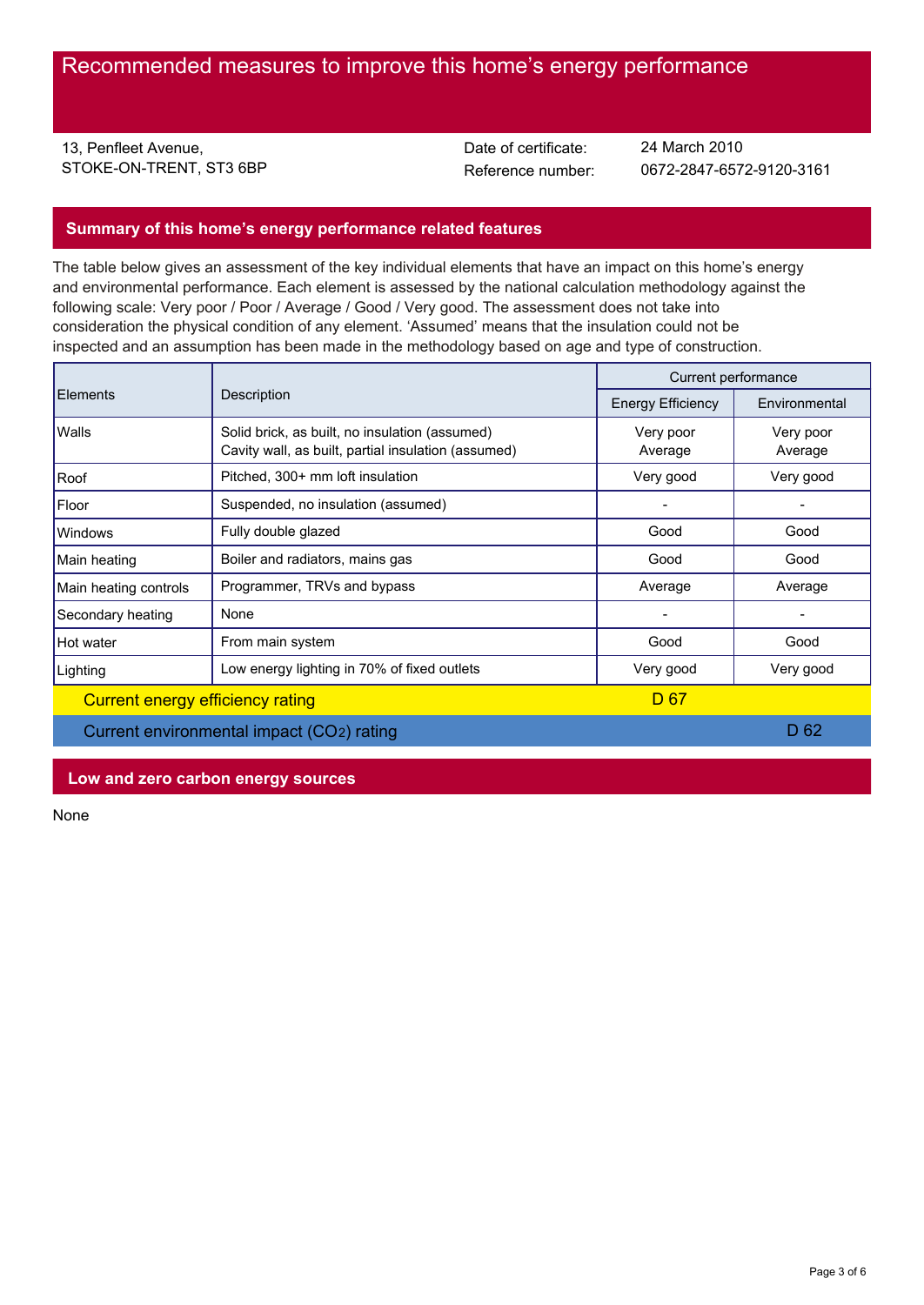# Recommended measures to improve this home's energy performance

13, Penfleet Avenue,
STOKE-ON-TRENT, ST3 6BP

Date of certificate: 24 March 2010
Reference number: 0672-2847-6572-9120-3161

## Summary of this home's energy performance related features

The table below gives an assessment of the key individual elements that have an impact on this home's energy and environmental performance. Each element is assessed by the national calculation methodology against the following scale: Very poor / Poor / Average / Good / Very good. The assessment does not take into consideration the physical condition of any element. 'Assumed' means that the insulation could not be inspected and an assumption has been made in the methodology based on age and type of construction.

| Elements | Description | Current performance | |
|---|---|---|---|
| | | Energy Efficiency | Environmental |
| Walls | Solid brick, as built, no insulation (assumed)<br>Cavity wall, as built, partial insulation (assumed) | Very poor<br>Average | Very poor<br>Average |
| Roof | Pitched, 300+ mm loft insulation | Very good | Very good |
| Floor | Suspended, no insulation (assumed) | - | - |
| Windows | Fully double glazed | Good | Good |
| Main heating | Boiler and radiators, mains gas | Good | Good |
| Main heating controls | Programmer, TRVs and bypass | Average | Average |
| Secondary heating | None | - | - |
| Hot water | From main system | Good | Good |
| Lighting | Low energy lighting in 70% of fixed outlets | Very good | Very good |
| Current energy efficiency rating | | D 67 | |
| Current environmental impact ($CO_2$) rating | | | D 62 |

## Low and zero carbon energy sources

None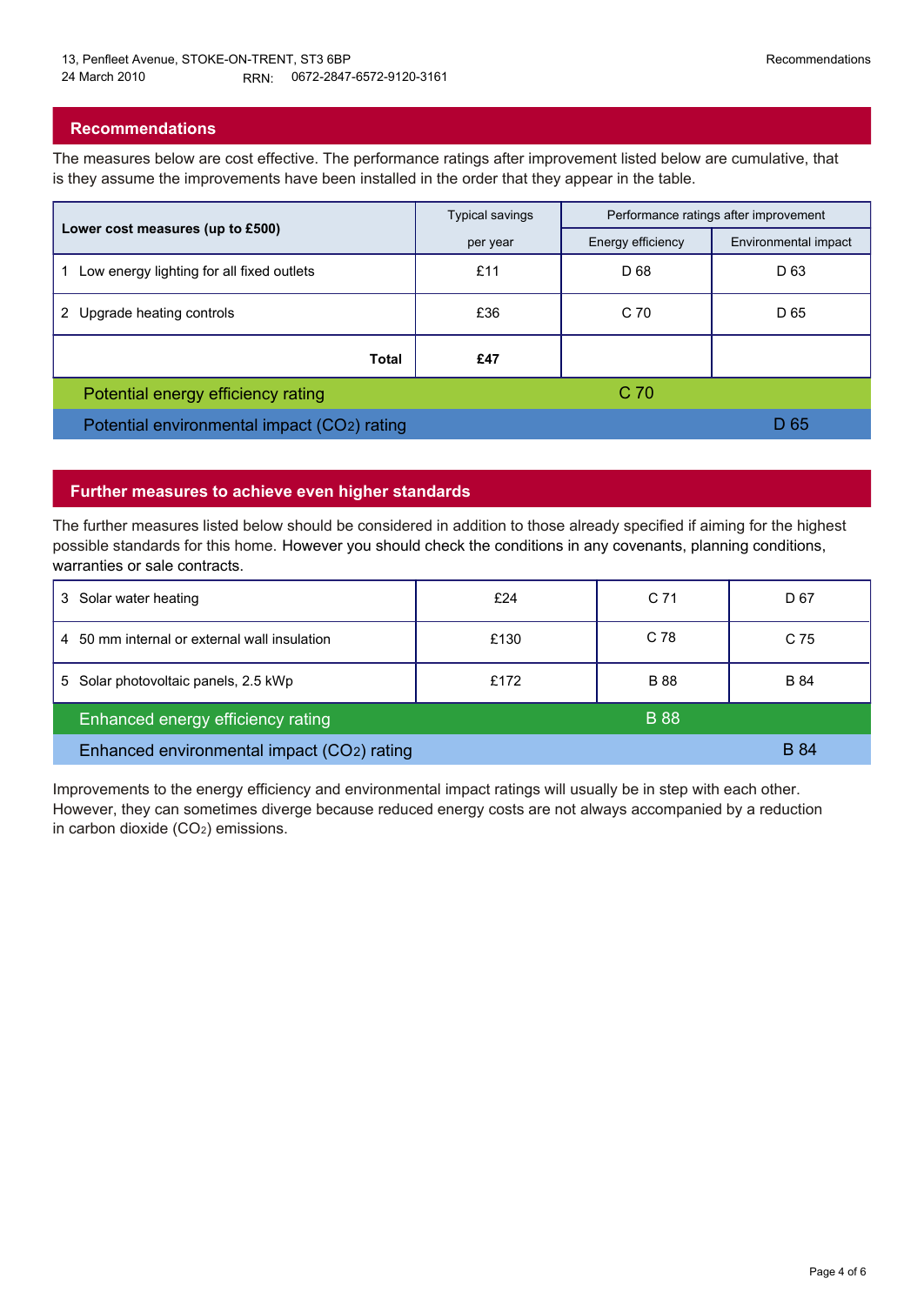13, Penfleet Avenue, STOKE-ON-TRENT, ST3 6BP
24 March 2010 RRN: 0672-2847-6572-9120-3161

## Recommendations

The measures below are cost effective. The performance ratings after improvement listed below are cumulative, that is they assume the improvements have been installed in the order that they appear in the table.

| Lower cost measures (up to £500) | Typical savings per year | Performance ratings after improvement | |
|---|---|---|---|
| | | Energy efficiency | Environmental impact |
| 1 Low energy lighting for all fixed outlets | £11 | D 68 | D 63 |
| 2 Upgrade heating controls | £36 | C 70 | D 65 |
| **Total** | **£47** | | |
| Potential energy efficiency rating | | C 70 | |
| Potential environmental impact ($CO_2$) rating | | | D 65 |

## Further measures to achieve even higher standards

The further measures listed below should be considered in addition to those already specified if aiming for the highest possible standards for this home. However you should check the conditions in any covenants, planning conditions, warranties or sale contracts.

| Measure | Typical savings per year | Energy efficiency | Environmental impact |
|---|---|---|---|
| 3 Solar water heating | £24 | C 71 | D 67 |
| 4 50 mm internal or external wall insulation | £130 | C 78 | C 75 |
| 5 Solar photovoltaic panels, 2.5 kWp | £172 | B 88 | B 84 |
| Enhanced energy efficiency rating | | B 88 | |
| Enhanced environmental impact ($CO_2$) rating | | | B 84 |

Improvements to the energy efficiency and environmental impact ratings will usually be in step with each other. However, they can sometimes diverge because reduced energy costs are not always accompanied by a reduction in carbon dioxide ($CO_2$) emissions.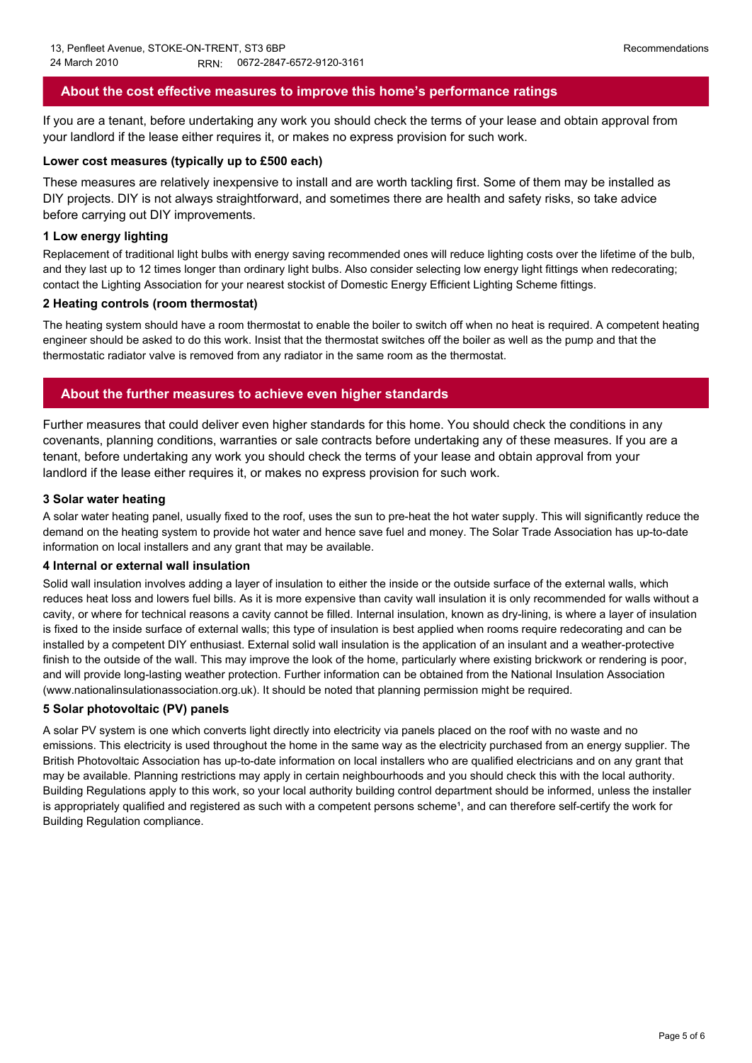## About the cost effective measures to improve this home's performance ratings

If you are a tenant, before undertaking any work you should check the terms of your lease and obtain approval from your landlord if the lease either requires it, or makes no express provision for such work.

### Lower cost measures (typically up to £500 each)

These measures are relatively inexpensive to install and are worth tackling first. Some of them may be installed as DIY projects. DIY is not always straightforward, and sometimes there are health and safety risks, so take advice before carrying out DIY improvements.

#### 1 Low energy lighting

Replacement of traditional light bulbs with energy saving recommended ones will reduce lighting costs over the lifetime of the bulb, and they last up to 12 times longer than ordinary light bulbs. Also consider selecting low energy light fittings when redecorating; contact the Lighting Association for your nearest stockist of Domestic Energy Efficient Lighting Scheme fittings.

#### 2 Heating controls (room thermostat)

The heating system should have a room thermostat to enable the boiler to switch off when no heat is required. A competent heating engineer should be asked to do this work. Insist that the thermostat switches off the boiler as well as the pump and that the thermostatic radiator valve is removed from any radiator in the same room as the thermostat.

## About the further measures to achieve even higher standards

Further measures that could deliver even higher standards for this home. You should check the conditions in any covenants, planning conditions, warranties or sale contracts before undertaking any of these measures. If you are a tenant, before undertaking any work you should check the terms of your lease and obtain approval from your landlord if the lease either requires it, or makes no express provision for such work.

#### 3 Solar water heating

A solar water heating panel, usually fixed to the roof, uses the sun to pre-heat the hot water supply. This will significantly reduce the demand on the heating system to provide hot water and hence save fuel and money. The Solar Trade Association has up-to-date information on local installers and any grant that may be available.

#### 4 Internal or external wall insulation

Solid wall insulation involves adding a layer of insulation to either the inside or the outside surface of the external walls, which reduces heat loss and lowers fuel bills. As it is more expensive than cavity wall insulation it is only recommended for walls without a cavity, or where for technical reasons a cavity cannot be filled. Internal insulation, known as dry-lining, is where a layer of insulation is fixed to the inside surface of external walls; this type of insulation is best applied when rooms require redecorating and can be installed by a competent DIY enthusiast. External solid wall insulation is the application of an insulant and a weather-protective finish to the outside of the wall. This may improve the look of the home, particularly where existing brickwork or rendering is poor, and will provide long-lasting weather protection. Further information can be obtained from the National Insulation Association (www.nationalinsulationassociation.org.uk). It should be noted that planning permission might be required.

#### 5 Solar photovoltaic (PV) panels

A solar PV system is one which converts light directly into electricity via panels placed on the roof with no waste and no emissions. This electricity is used throughout the home in the same way as the electricity purchased from an energy supplier. The British Photovoltaic Association has up-to-date information on local installers who are qualified electricians and on any grant that may be available. Planning restrictions may apply in certain neighbourhoods and you should check this with the local authority. Building Regulations apply to this work, so your local authority building control department should be informed, unless the installer is appropriately qualified and registered as such with a competent persons scheme[1], and can therefore self-certify the work for Building Regulation compliance.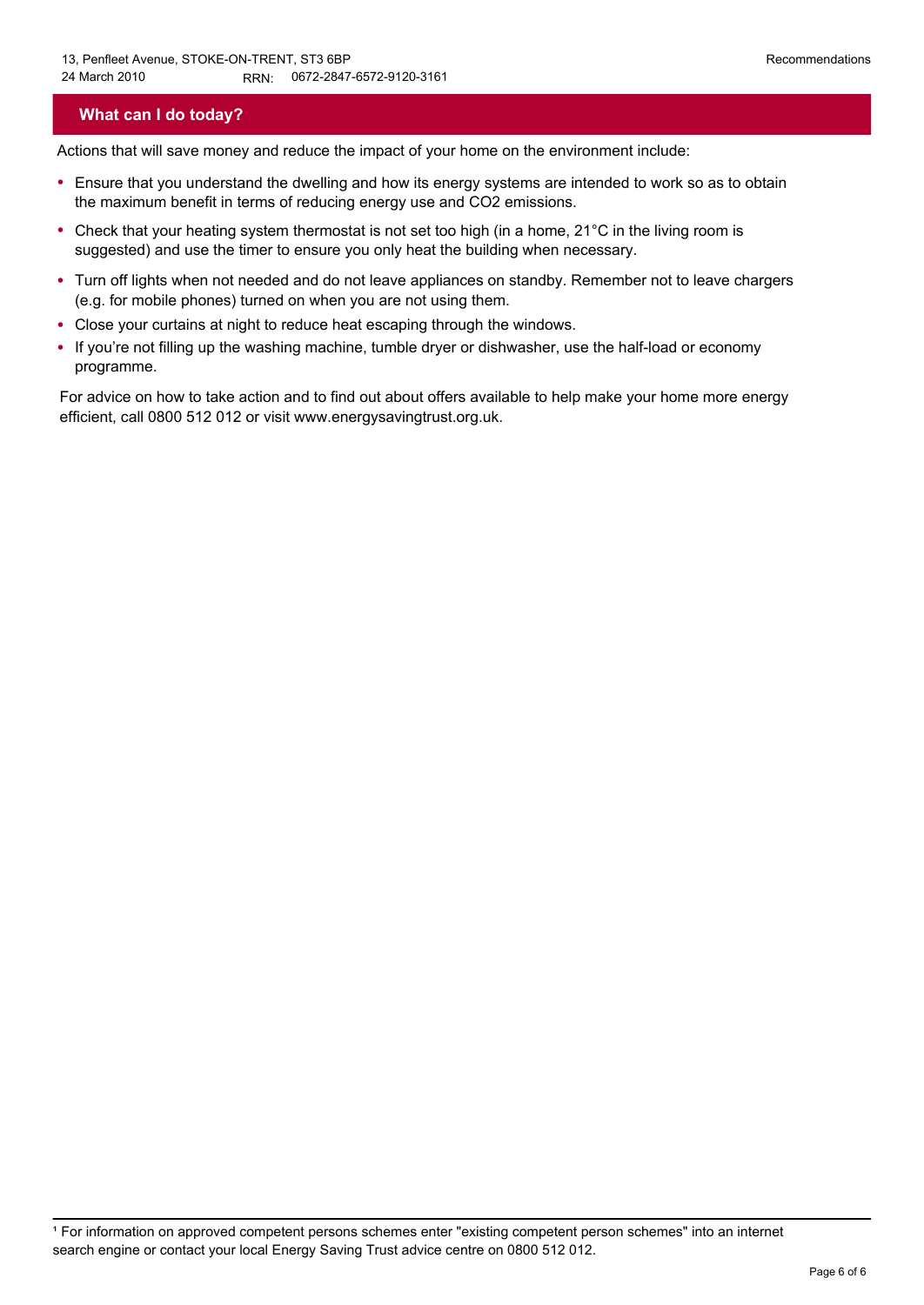## What can I do today?

Actions that will save money and reduce the impact of your home on the environment include:

- Ensure that you understand the dwelling and how its energy systems are intended to work so as to obtain the maximum benefit in terms of reducing energy use and $CO_2$ emissions.
- Check that your heating system thermostat is not set too high (in a home, 21°C in the living room is suggested) and use the timer to ensure you only heat the building when necessary.
- Turn off lights when not needed and do not leave appliances on standby. Remember not to leave chargers (e.g. for mobile phones) turned on when you are not using them.
- Close your curtains at night to reduce heat escaping through the windows.
- If you're not filling up the washing machine, tumble dryer or dishwasher, use the half-load or economy programme.

For advice on how to take action and to find out about offers available to help make your home more energy efficient, call 0800 512 012 or visit www.energysavingtrust.org.uk.

[1] For information on approved competent persons schemes enter "existing competent person schemes" into an internet search engine or contact your local Energy Saving Trust advice centre on 0800 512 012.